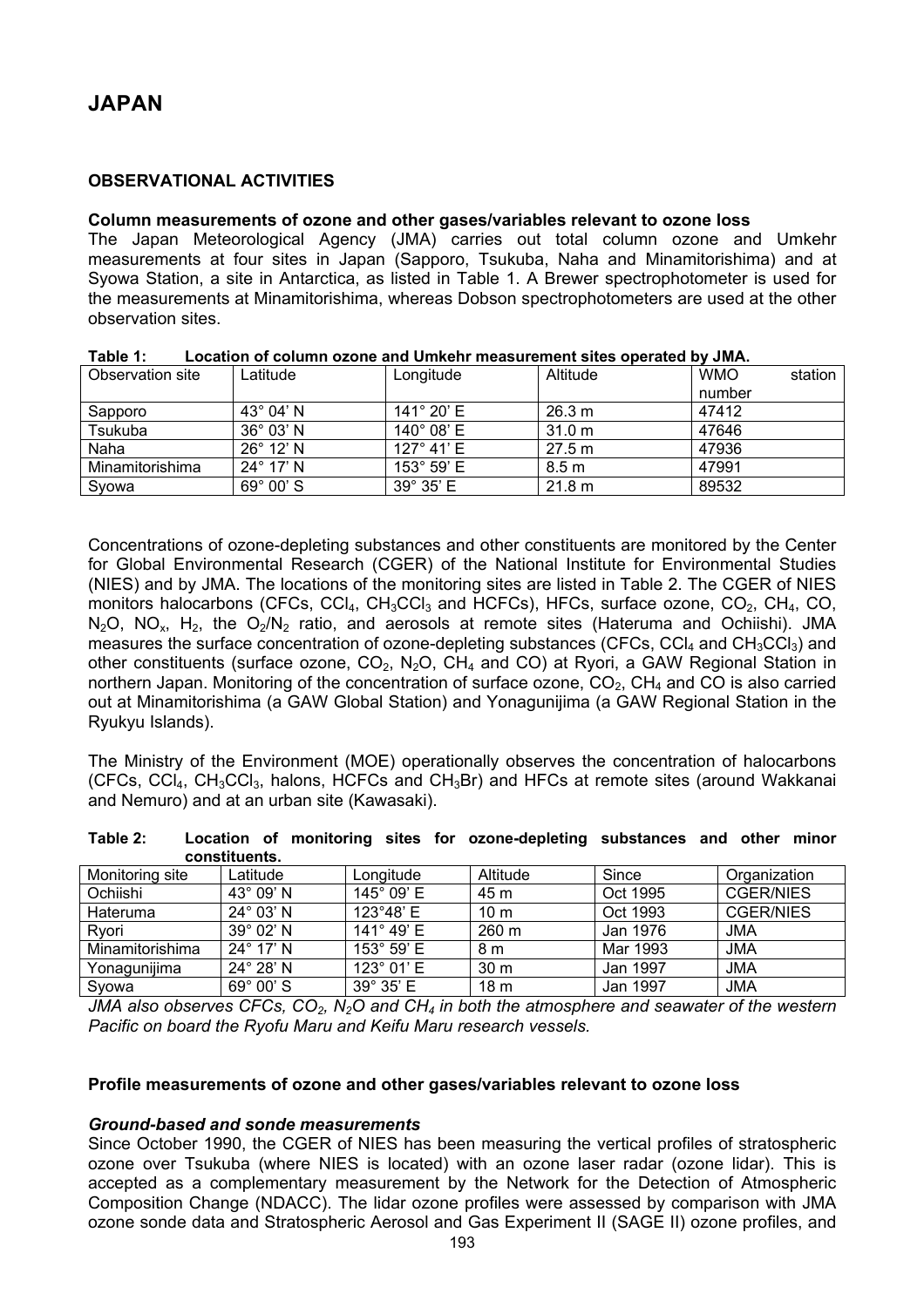# JAPAN

## OBSERVATIONAL ACTIVITIES

### Column measurements of ozone and other gases/variables relevant to ozone loss

The Japan Meteorological Agency (JMA) carries out total column ozone and Umkehr measurements at four sites in Japan (Sapporo, Tsukuba, Naha and Minamitorishima) and at Syowa Station, a site in Antarctica, as listed in Table 1. A Brewer spectrophotometer is used for the measurements at Minamitorishima, whereas Dobson spectrophotometers are used at the other observation sites.

**Table 1: Location of column ozone and Umkehr measurement sites operated by JMA.**

| Observation site | Latitude | Longitude | Altitude | WMO station number |
|---|---|---|---|---|
| Sapporo | 43° 04' N | 141° 20' E | 26.3 m | 47412 |
| Tsukuba | 36° 03' N | 140° 08' E | 31.0 m | 47646 |
| Naha | 26° 12' N | 127° 41' E | 27.5 m | 47936 |
| Minamitorishima | 24° 17' N | 153° 59' E | 8.5 m | 47991 |
| Syowa | 69° 00' S | 39° 35' E | 21.8 m | 89532 |

Concentrations of ozone-depleting substances and other constituents are monitored by the Center for Global Environmental Research (CGER) of the National Institute for Environmental Studies (NIES) and by JMA. The locations of the monitoring sites are listed in Table 2. The CGER of NIES monitors halocarbons (CFCs, $CCl_4$, $CH_3CCl_3$ and HCFCs), HFCs, surface ozone, $CO_2$, $CH_4$, CO, $N_2O$, $NO_x$, $H_2$, the $O_2/N_2$ ratio, and aerosols at remote sites (Hateruma and Ochiishi). JMA measures the surface concentration of ozone-depleting substances (CFCs, $CCl_4$ and $CH_3CCl_3$) and other constituents (surface ozone, $CO_2$, $N_2O$, $CH_4$ and CO) at Ryori, a GAW Regional Station in northern Japan. Monitoring of the concentration of surface ozone, $CO_2$, $CH_4$ and CO is also carried out at Minamitorishima (a GAW Global Station) and Yonagunijima (a GAW Regional Station in the Ryukyu Islands).

The Ministry of the Environment (MOE) operationally observes the concentration of halocarbons (CFCs, $CCl_4$, $CH_3CCl_3$, halons, HCFCs and $CH_3Br$) and HFCs at remote sites (around Wakkanai and Nemuro) and at an urban site (Kawasaki).

**Table 2: Location of monitoring sites for ozone-depleting substances and other minor constituents.**

| Monitoring site | Latitude | Longitude | Altitude | Since | Organization |
|---|---|---|---|---|---|
| Ochiishi | 43° 09' N | 145° 09' E | 45 m | Oct 1995 | CGER/NIES |
| Hateruma | 24° 03' N | 123°48' E | 10 m | Oct 1993 | CGER/NIES |
| Ryori | 39° 02' N | 141° 49' E | 260 m | Jan 1976 | JMA |
| Minamitorishima | 24° 17' N | 153° 59' E | 8 m | Mar 1993 | JMA |
| Yonagunijima | 24° 28' N | 123° 01' E | 30 m | Jan 1997 | JMA |
| Syowa | 69° 00' S | 39° 35' E | 18 m | Jan 1997 | JMA |

*JMA also observes CFCs, $CO_2$, $N_2O$ and $CH_4$ in both the atmosphere and seawater of the western Pacific on board the Ryofu Maru and Keifu Maru research vessels.*

### Profile measurements of ozone and other gases/variables relevant to ozone loss

#### *Ground-based and sonde measurements*

Since October 1990, the CGER of NIES has been measuring the vertical profiles of stratospheric ozone over Tsukuba (where NIES is located) with an ozone laser radar (ozone lidar). This is accepted as a complementary measurement by the Network for the Detection of Atmospheric Composition Change (NDACC). The lidar ozone profiles were assessed by comparison with JMA ozone sonde data and Stratospheric Aerosol and Gas Experiment II (SAGE II) ozone profiles, and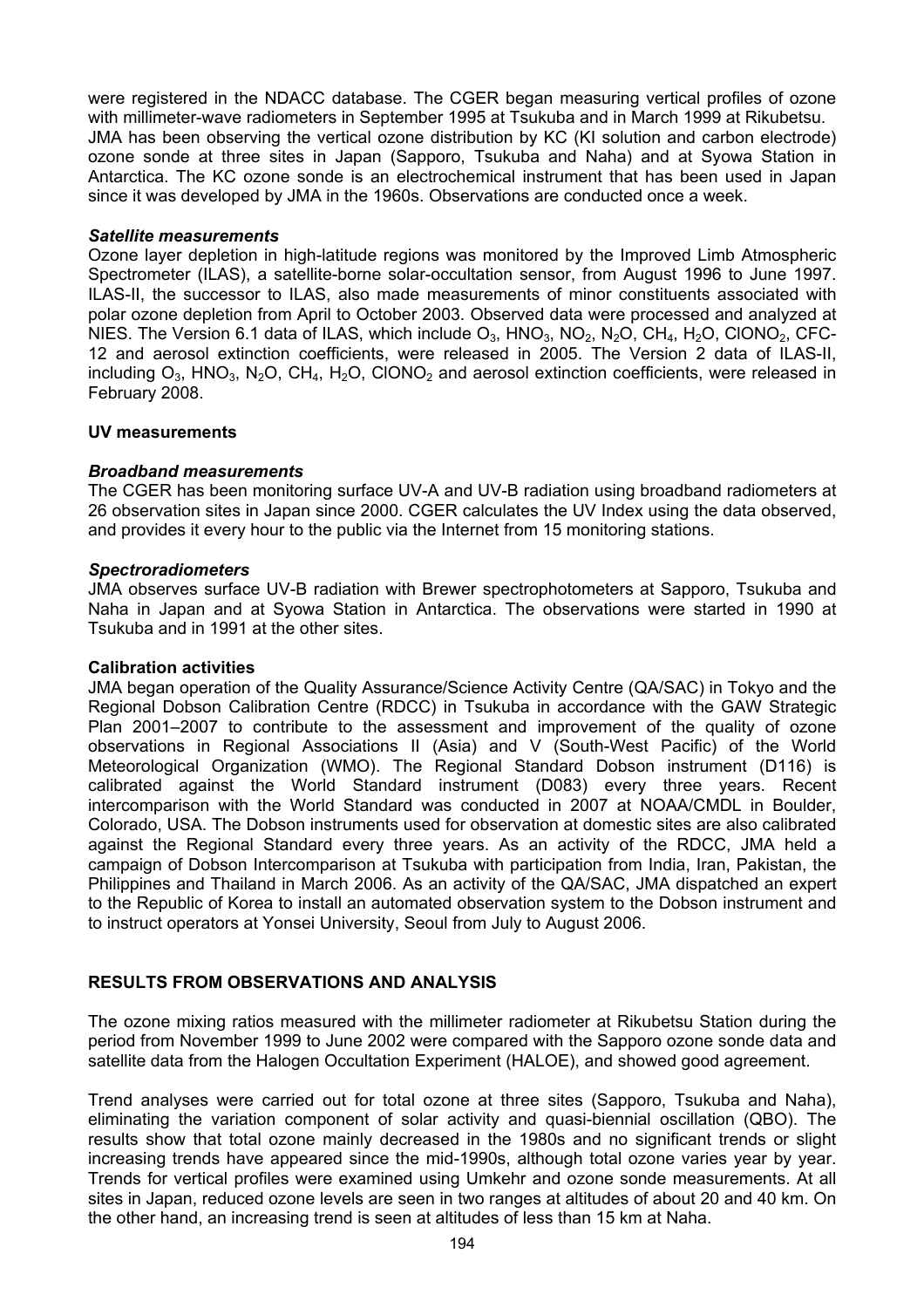were registered in the NDACC database. The CGER began measuring vertical profiles of ozone with millimeter-wave radiometers in September 1995 at Tsukuba and in March 1999 at Rikubetsu. JMA has been observing the vertical ozone distribution by KC (KI solution and carbon electrode) ozone sonde at three sites in Japan (Sapporo, Tsukuba and Naha) and at Syowa Station in Antarctica. The KC ozone sonde is an electrochemical instrument that has been used in Japan since it was developed by JMA in the 1960s. Observations are conducted once a week.

***Satellite measurements***

Ozone layer depletion in high-latitude regions was monitored by the Improved Limb Atmospheric Spectrometer (ILAS), a satellite-borne solar-occultation sensor, from August 1996 to June 1997. ILAS-II, the successor to ILAS, also made measurements of minor constituents associated with polar ozone depletion from April to October 2003. Observed data were processed and analyzed at NIES. The Version 6.1 data of ILAS, which include $O_3$, $HNO_3$, $NO_2$, $N_2O$, $CH_4$, $H_2O$, $ClONO_2$, CFC-12 and aerosol extinction coefficients, were released in 2005. The Version 2 data of ILAS-II, including $O_3$, $HNO_3$, $N_2O$, $CH_4$, $H_2O$, $ClONO_2$ and aerosol extinction coefficients, were released in February 2008.

**UV measurements**

***Broadband measurements***

The CGER has been monitoring surface UV-A and UV-B radiation using broadband radiometers at 26 observation sites in Japan since 2000. CGER calculates the UV Index using the data observed, and provides it every hour to the public via the Internet from 15 monitoring stations.

***Spectroradiometers***

JMA observes surface UV-B radiation with Brewer spectrophotometers at Sapporo, Tsukuba and Naha in Japan and at Syowa Station in Antarctica. The observations were started in 1990 at Tsukuba and in 1991 at the other sites.

**Calibration activities**

JMA began operation of the Quality Assurance/Science Activity Centre (QA/SAC) in Tokyo and the Regional Dobson Calibration Centre (RDCC) in Tsukuba in accordance with the GAW Strategic Plan 2001–2007 to contribute to the assessment and improvement of the quality of ozone observations in Regional Associations II (Asia) and V (South-West Pacific) of the World Meteorological Organization (WMO). The Regional Standard Dobson instrument (D116) is calibrated against the World Standard instrument (D083) every three years. Recent intercomparison with the World Standard was conducted in 2007 at NOAA/CMDL in Boulder, Colorado, USA. The Dobson instruments used for observation at domestic sites are also calibrated against the Regional Standard every three years. As an activity of the RDCC, JMA held a campaign of Dobson Intercomparison at Tsukuba with participation from India, Iran, Pakistan, the Philippines and Thailand in March 2006. As an activity of the QA/SAC, JMA dispatched an expert to the Republic of Korea to install an automated observation system to the Dobson instrument and to instruct operators at Yonsei University, Seoul from July to August 2006.

## RESULTS FROM OBSERVATIONS AND ANALYSIS

The ozone mixing ratios measured with the millimeter radiometer at Rikubetsu Station during the period from November 1999 to June 2002 were compared with the Sapporo ozone sonde data and satellite data from the Halogen Occultation Experiment (HALOE), and showed good agreement.

Trend analyses were carried out for total ozone at three sites (Sapporo, Tsukuba and Naha), eliminating the variation component of solar activity and quasi-biennial oscillation (QBO). The results show that total ozone mainly decreased in the 1980s and no significant trends or slight increasing trends have appeared since the mid-1990s, although total ozone varies year by year. Trends for vertical profiles were examined using Umkehr and ozone sonde measurements. At all sites in Japan, reduced ozone levels are seen in two ranges at altitudes of about 20 and 40 km. On the other hand, an increasing trend is seen at altitudes of less than 15 km at Naha.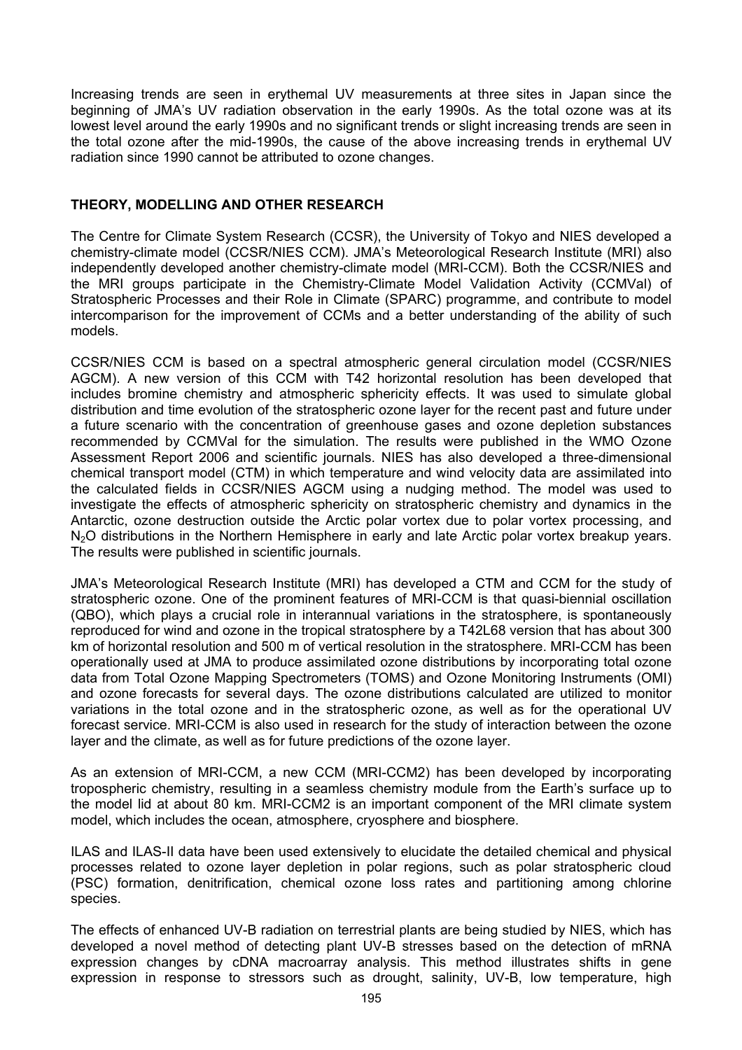Increasing trends are seen in erythemal UV measurements at three sites in Japan since the beginning of JMA's UV radiation observation in the early 1990s. As the total ozone was at its lowest level around the early 1990s and no significant trends or slight increasing trends are seen in the total ozone after the mid-1990s, the cause of the above increasing trends in erythemal UV radiation since 1990 cannot be attributed to ozone changes.

## THEORY, MODELLING AND OTHER RESEARCH

The Centre for Climate System Research (CCSR), the University of Tokyo and NIES developed a chemistry-climate model (CCSR/NIES CCM). JMA's Meteorological Research Institute (MRI) also independently developed another chemistry-climate model (MRI-CCM). Both the CCSR/NIES and the MRI groups participate in the Chemistry-Climate Model Validation Activity (CCMVal) of Stratospheric Processes and their Role in Climate (SPARC) programme, and contribute to model intercomparison for the improvement of CCMs and a better understanding of the ability of such models.

CCSR/NIES CCM is based on a spectral atmospheric general circulation model (CCSR/NIES AGCM). A new version of this CCM with T42 horizontal resolution has been developed that includes bromine chemistry and atmospheric sphericity effects. It was used to simulate global distribution and time evolution of the stratospheric ozone layer for the recent past and future under a future scenario with the concentration of greenhouse gases and ozone depletion substances recommended by CCMVal for the simulation. The results were published in the WMO Ozone Assessment Report 2006 and scientific journals. NIES has also developed a three-dimensional chemical transport model (CTM) in which temperature and wind velocity data are assimilated into the calculated fields in CCSR/NIES AGCM using a nudging method. The model was used to investigate the effects of atmospheric sphericity on stratospheric chemistry and dynamics in the Antarctic, ozone destruction outside the Arctic polar vortex due to polar vortex processing, and $N_2O$ distributions in the Northern Hemisphere in early and late Arctic polar vortex breakup years. The results were published in scientific journals.

JMA's Meteorological Research Institute (MRI) has developed a CTM and CCM for the study of stratospheric ozone. One of the prominent features of MRI-CCM is that quasi-biennial oscillation (QBO), which plays a crucial role in interannual variations in the stratosphere, is spontaneously reproduced for wind and ozone in the tropical stratosphere by a T42L68 version that has about 300 km of horizontal resolution and 500 m of vertical resolution in the stratosphere. MRI-CCM has been operationally used at JMA to produce assimilated ozone distributions by incorporating total ozone data from Total Ozone Mapping Spectrometers (TOMS) and Ozone Monitoring Instruments (OMI) and ozone forecasts for several days. The ozone distributions calculated are utilized to monitor variations in the total ozone and in the stratospheric ozone, as well as for the operational UV forecast service. MRI-CCM is also used in research for the study of interaction between the ozone layer and the climate, as well as for future predictions of the ozone layer.

As an extension of MRI-CCM, a new CCM (MRI-CCM2) has been developed by incorporating tropospheric chemistry, resulting in a seamless chemistry module from the Earth's surface up to the model lid at about 80 km. MRI-CCM2 is an important component of the MRI climate system model, which includes the ocean, atmosphere, cryosphere and biosphere.

ILAS and ILAS-II data have been used extensively to elucidate the detailed chemical and physical processes related to ozone layer depletion in polar regions, such as polar stratospheric cloud (PSC) formation, denitrification, chemical ozone loss rates and partitioning among chlorine species.

The effects of enhanced UV-B radiation on terrestrial plants are being studied by NIES, which has developed a novel method of detecting plant UV-B stresses based on the detection of mRNA expression changes by cDNA macroarray analysis. This method illustrates shifts in gene expression in response to stressors such as drought, salinity, UV-B, low temperature, high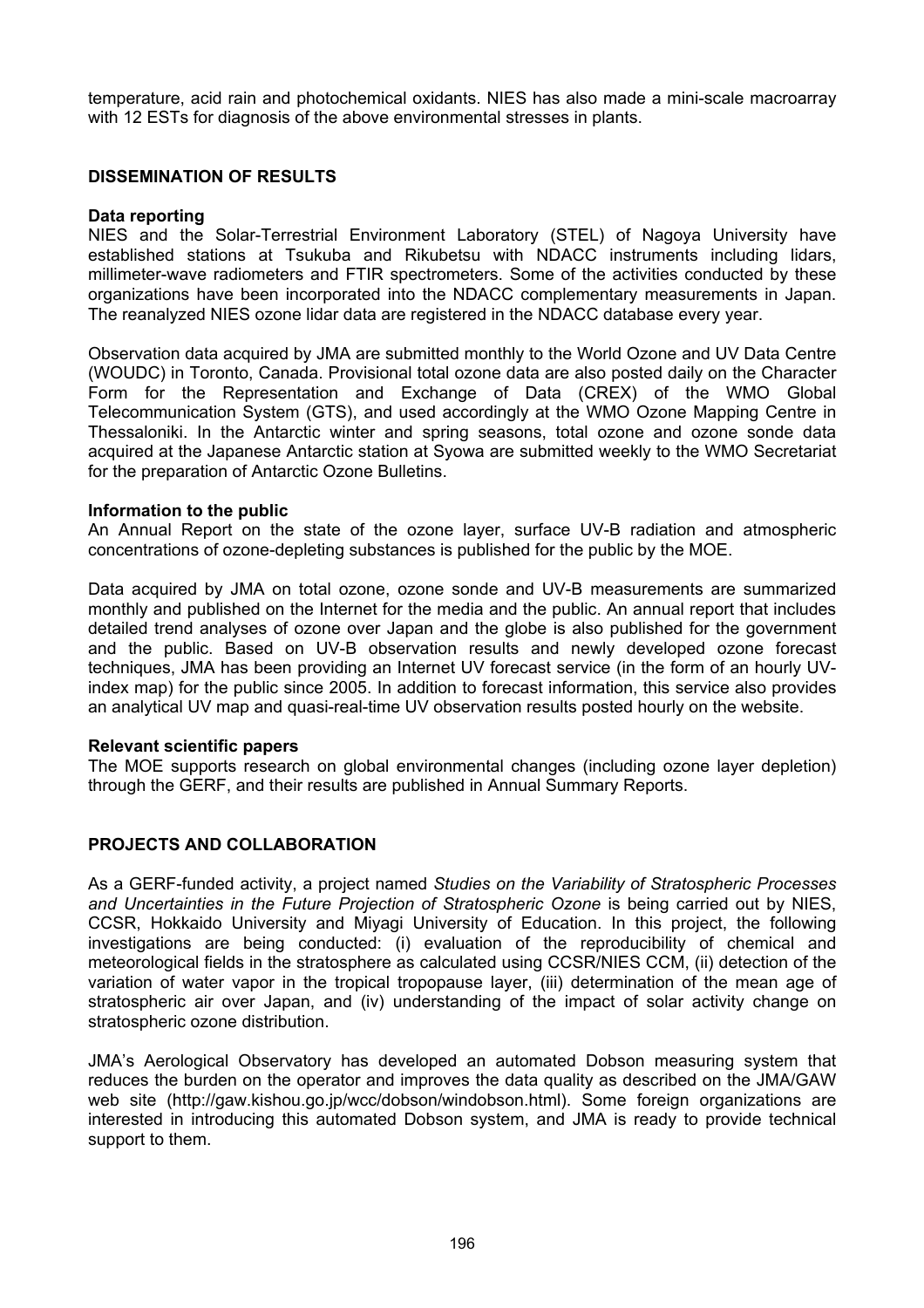temperature, acid rain and photochemical oxidants. NIES has also made a mini-scale macroarray with 12 ESTs for diagnosis of the above environmental stresses in plants.

## DISSEMINATION OF RESULTS

### Data reporting

NIES and the Solar-Terrestrial Environment Laboratory (STEL) of Nagoya University have established stations at Tsukuba and Rikubetsu with NDACC instruments including lidars, millimeter-wave radiometers and FTIR spectrometers. Some of the activities conducted by these organizations have been incorporated into the NDACC complementary measurements in Japan. The reanalyzed NIES ozone lidar data are registered in the NDACC database every year.

Observation data acquired by JMA are submitted monthly to the World Ozone and UV Data Centre (WOUDC) in Toronto, Canada. Provisional total ozone data are also posted daily on the Character Form for the Representation and Exchange of Data (CREX) of the WMO Global Telecommunication System (GTS), and used accordingly at the WMO Ozone Mapping Centre in Thessaloniki. In the Antarctic winter and spring seasons, total ozone and ozone sonde data acquired at the Japanese Antarctic station at Syowa are submitted weekly to the WMO Secretariat for the preparation of Antarctic Ozone Bulletins.

### Information to the public

An Annual Report on the state of the ozone layer, surface UV-B radiation and atmospheric concentrations of ozone-depleting substances is published for the public by the MOE.

Data acquired by JMA on total ozone, ozone sonde and UV-B measurements are summarized monthly and published on the Internet for the media and the public. An annual report that includes detailed trend analyses of ozone over Japan and the globe is also published for the government and the public. Based on UV-B observation results and newly developed ozone forecast techniques, JMA has been providing an Internet UV forecast service (in the form of an hourly UV-index map) for the public since 2005. In addition to forecast information, this service also provides an analytical UV map and quasi-real-time UV observation results posted hourly on the website.

### Relevant scientific papers

The MOE supports research on global environmental changes (including ozone layer depletion) through the GERF, and their results are published in Annual Summary Reports.

## PROJECTS AND COLLABORATION

As a GERF-funded activity, a project named *Studies on the Variability of Stratospheric Processes and Uncertainties in the Future Projection of Stratospheric Ozone* is being carried out by NIES, CCSR, Hokkaido University and Miyagi University of Education. In this project, the following investigations are being conducted: (i) evaluation of the reproducibility of chemical and meteorological fields in the stratosphere as calculated using CCSR/NIES CCM, (ii) detection of the variation of water vapor in the tropical tropopause layer, (iii) determination of the mean age of stratospheric air over Japan, and (iv) understanding of the impact of solar activity change on stratospheric ozone distribution.

JMA's Aerological Observatory has developed an automated Dobson measuring system that reduces the burden on the operator and improves the data quality as described on the JMA/GAW web site (http://gaw.kishou.go.jp/wcc/dobson/windobson.html). Some foreign organizations are interested in introducing this automated Dobson system, and JMA is ready to provide technical support to them.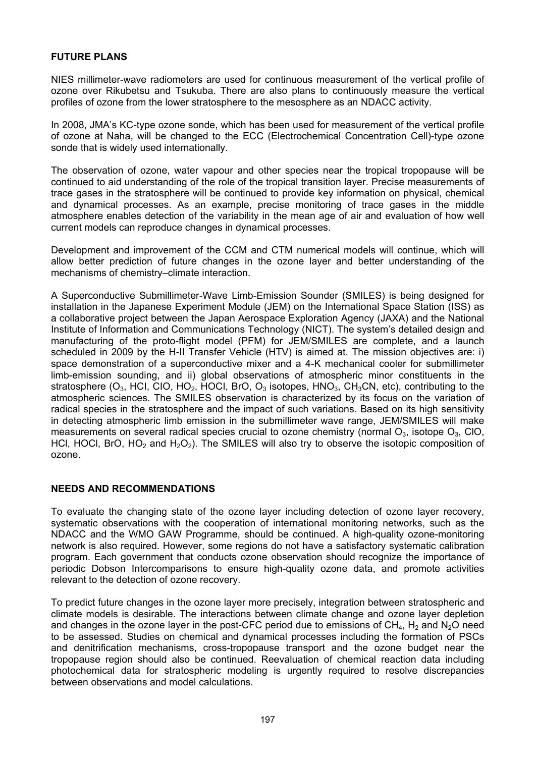## FUTURE PLANS

NIES millimeter-wave radiometers are used for continuous measurement of the vertical profile of ozone over Rikubetsu and Tsukuba. There are also plans to continuously measure the vertical profiles of ozone from the lower stratosphere to the mesosphere as an NDACC activity.

In 2008, JMA's KC-type ozone sonde, which has been used for measurement of the vertical profile of ozone at Naha, will be changed to the ECC (Electrochemical Concentration Cell)-type ozone sonde that is widely used internationally.

The observation of ozone, water vapour and other species near the tropical tropopause will be continued to aid understanding of the role of the tropical transition layer. Precise measurements of trace gases in the stratosphere will be continued to provide key information on physical, chemical and dynamical processes. As an example, precise monitoring of trace gases in the middle atmosphere enables detection of the variability in the mean age of air and evaluation of how well current models can reproduce changes in dynamical processes.

Development and improvement of the CCM and CTM numerical models will continue, which will allow better prediction of future changes in the ozone layer and better understanding of the mechanisms of chemistry–climate interaction.

A Superconductive Submillimeter-Wave Limb-Emission Sounder (SMILES) is being designed for installation in the Japanese Experiment Module (JEM) on the International Space Station (ISS) as a collaborative project between the Japan Aerospace Exploration Agency (JAXA) and the National Institute of Information and Communications Technology (NICT). The system's detailed design and manufacturing of the proto-flight model (PFM) for JEM/SMILES are complete, and a launch scheduled in 2009 by the H-II Transfer Vehicle (HTV) is aimed at. The mission objectives are: i) space demonstration of a superconductive mixer and a 4-K mechanical cooler for submillimeter limb-emission sounding, and ii) global observations of atmospheric minor constituents in the stratosphere ($O_3$, HCl, ClO, $HO_2$, HOCl, BrO, $O_3$ isotopes, $HNO_3$, $CH_3CN$, etc), contributing to the atmospheric sciences. The SMILES observation is characterized by its focus on the variation of radical species in the stratosphere and the impact of such variations. Based on its high sensitivity in detecting atmospheric limb emission in the submillimeter wave range, JEM/SMILES will make measurements on several radical species crucial to ozone chemistry (normal $O_3$, isotope $O_3$, ClO, HCl, HOCl, BrO, $HO_2$ and $H_2O_2$). The SMILES will also try to observe the isotopic composition of ozone.

## NEEDS AND RECOMMENDATIONS

To evaluate the changing state of the ozone layer including detection of ozone layer recovery, systematic observations with the cooperation of international monitoring networks, such as the NDACC and the WMO GAW Programme, should be continued. A high-quality ozone-monitoring network is also required. However, some regions do not have a satisfactory systematic calibration program. Each government that conducts ozone observation should recognize the importance of periodic Dobson Intercomparisons to ensure high-quality ozone data, and promote activities relevant to the detection of ozone recovery.

To predict future changes in the ozone layer more precisely, integration between stratospheric and climate models is desirable. The interactions between climate change and ozone layer depletion and changes in the ozone layer in the post-CFC period due to emissions of $CH_4$, $H_2$ and $N_2O$ need to be assessed. Studies on chemical and dynamical processes including the formation of PSCs and denitrification mechanisms, cross-tropopause transport and the ozone budget near the tropopause region should also be continued. Reevaluation of chemical reaction data including photochemical data for stratospheric modeling is urgently required to resolve discrepancies between observations and model calculations.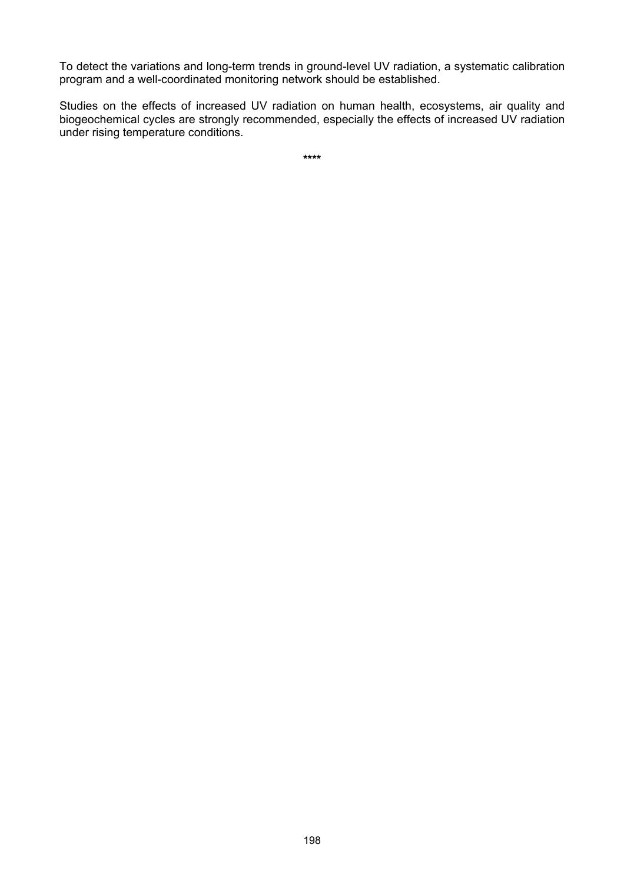To detect the variations and long-term trends in ground-level UV radiation, a systematic calibration program and a well-coordinated monitoring network should be established.

Studies on the effects of increased UV radiation on human health, ecosystems, air quality and biogeochemical cycles are strongly recommended, especially the effects of increased UV radiation under rising temperature conditions.

****